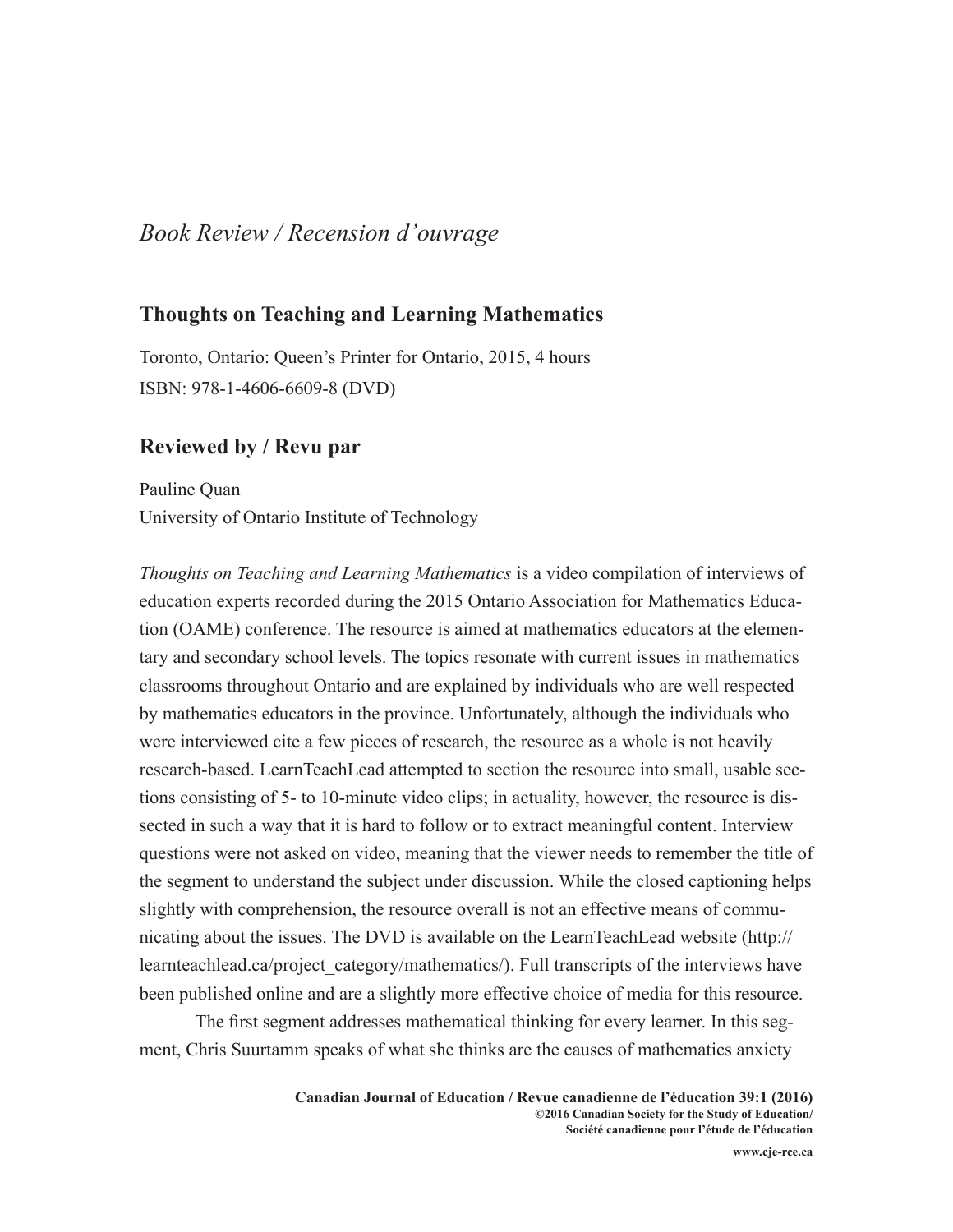*Book Review / Recension d'ouvrage*

## Thoughts on Teaching and Learning Mathematics

Toronto, Ontario: Queen's Printer for Ontario, 2015, 4 hours
ISBN: 978-1-4606-6609-8 (DVD)

## Reviewed by / Revu par

Pauline Quan
University of Ontario Institute of Technology

*Thoughts on Teaching and Learning Mathematics* is a video compilation of interviews of education experts recorded during the 2015 Ontario Association for Mathematics Education (OAME) conference. The resource is aimed at mathematics educators at the elementary and secondary school levels. The topics resonate with current issues in mathematics classrooms throughout Ontario and are explained by individuals who are well respected by mathematics educators in the province. Unfortunately, although the individuals who were interviewed cite a few pieces of research, the resource as a whole is not heavily research-based. LearnTeachLead attempted to section the resource into small, usable sections consisting of 5- to 10-minute video clips; in actuality, however, the resource is dissected in such a way that it is hard to follow or to extract meaningful content. Interview questions were not asked on video, meaning that the viewer needs to remember the title of the segment to understand the subject under discussion. While the closed captioning helps slightly with comprehension, the resource overall is not an effective means of communicating about the issues. The DVD is available on the LearnTeachLead website (http://learnteachlead.ca/project_category/mathematics/). Full transcripts of the interviews have been published online and are a slightly more effective choice of media for this resource.

The first segment addresses mathematical thinking for every learner. In this segment, Chris Suurtamm speaks of what she thinks are the causes of mathematics anxiety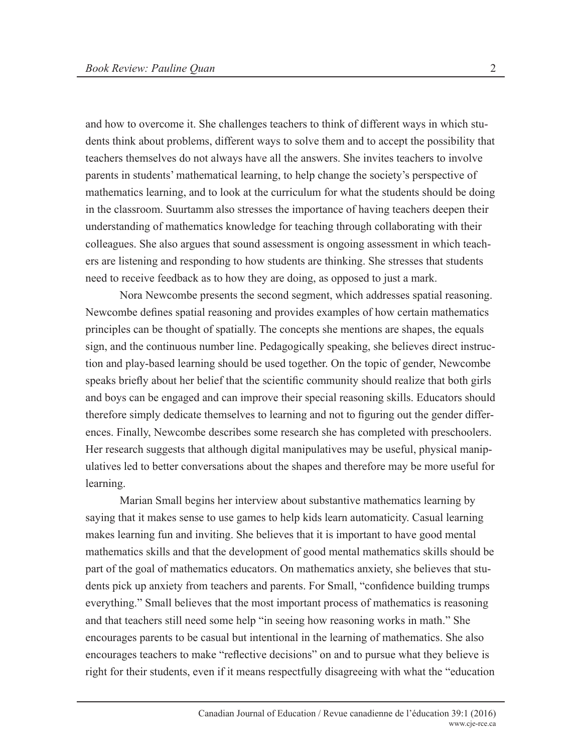and how to overcome it. She challenges teachers to think of different ways in which students think about problems, different ways to solve them and to accept the possibility that teachers themselves do not always have all the answers. She invites teachers to involve parents in students' mathematical learning, to help change the society's perspective of mathematics learning, and to look at the curriculum for what the students should be doing in the classroom. Suurtamm also stresses the importance of having teachers deepen their understanding of mathematics knowledge for teaching through collaborating with their colleagues. She also argues that sound assessment is ongoing assessment in which teachers are listening and responding to how students are thinking. She stresses that students need to receive feedback as to how they are doing, as opposed to just a mark.

Nora Newcombe presents the second segment, which addresses spatial reasoning. Newcombe defines spatial reasoning and provides examples of how certain mathematics principles can be thought of spatially. The concepts she mentions are shapes, the equals sign, and the continuous number line. Pedagogically speaking, she believes direct instruction and play-based learning should be used together. On the topic of gender, Newcombe speaks briefly about her belief that the scientific community should realize that both girls and boys can be engaged and can improve their special reasoning skills. Educators should therefore simply dedicate themselves to learning and not to figuring out the gender differences. Finally, Newcombe describes some research she has completed with preschoolers. Her research suggests that although digital manipulatives may be useful, physical manipulatives led to better conversations about the shapes and therefore may be more useful for learning.

Marian Small begins her interview about substantive mathematics learning by saying that it makes sense to use games to help kids learn automaticity. Casual learning makes learning fun and inviting. She believes that it is important to have good mental mathematics skills and that the development of good mental mathematics skills should be part of the goal of mathematics educators. On mathematics anxiety, she believes that students pick up anxiety from teachers and parents. For Small, "confidence building trumps everything." Small believes that the most important process of mathematics is reasoning and that teachers still need some help "in seeing how reasoning works in math." She encourages parents to be casual but intentional in the learning of mathematics. She also encourages teachers to make "reflective decisions" on and to pursue what they believe is right for their students, even if it means respectfully disagreeing with what the "education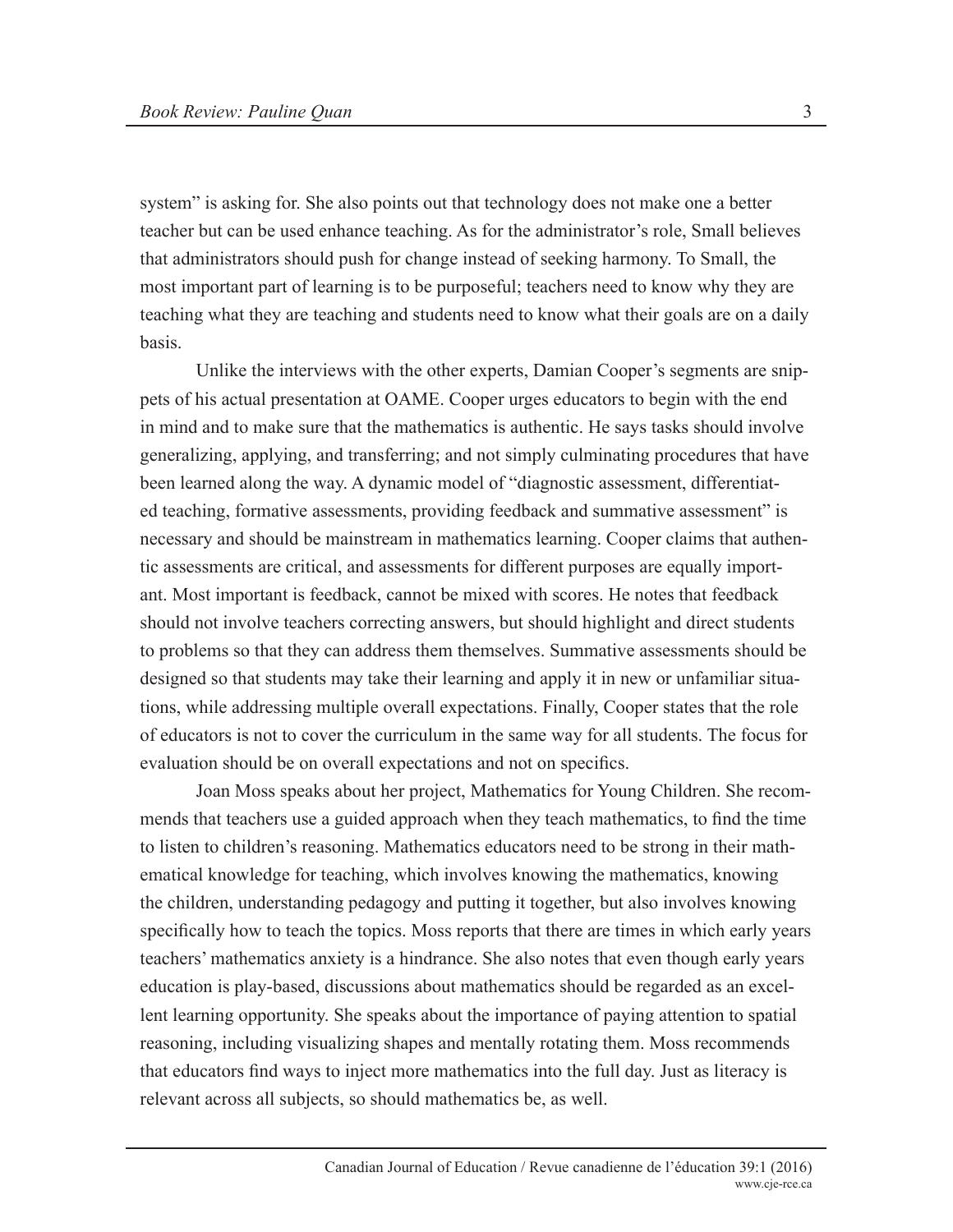system" is asking for. She also points out that technology does not make one a better teacher but can be used enhance teaching. As for the administrator's role, Small believes that administrators should push for change instead of seeking harmony. To Small, the most important part of learning is to be purposeful; teachers need to know why they are teaching what they are teaching and students need to know what their goals are on a daily basis.

Unlike the interviews with the other experts, Damian Cooper's segments are snippets of his actual presentation at OAME. Cooper urges educators to begin with the end in mind and to make sure that the mathematics is authentic. He says tasks should involve generalizing, applying, and transferring; and not simply culminating procedures that have been learned along the way. A dynamic model of "diagnostic assessment, differentiated teaching, formative assessments, providing feedback and summative assessment" is necessary and should be mainstream in mathematics learning. Cooper claims that authentic assessments are critical, and assessments for different purposes are equally important. Most important is feedback, cannot be mixed with scores. He notes that feedback should not involve teachers correcting answers, but should highlight and direct students to problems so that they can address them themselves. Summative assessments should be designed so that students may take their learning and apply it in new or unfamiliar situations, while addressing multiple overall expectations. Finally, Cooper states that the role of educators is not to cover the curriculum in the same way for all students. The focus for evaluation should be on overall expectations and not on specifics.

Joan Moss speaks about her project, Mathematics for Young Children. She recommends that teachers use a guided approach when they teach mathematics, to find the time to listen to children's reasoning. Mathematics educators need to be strong in their mathematical knowledge for teaching, which involves knowing the mathematics, knowing the children, understanding pedagogy and putting it together, but also involves knowing specifically how to teach the topics. Moss reports that there are times in which early years teachers' mathematics anxiety is a hindrance. She also notes that even though early years education is play-based, discussions about mathematics should be regarded as an excellent learning opportunity. She speaks about the importance of paying attention to spatial reasoning, including visualizing shapes and mentally rotating them. Moss recommends that educators find ways to inject more mathematics into the full day. Just as literacy is relevant across all subjects, so should mathematics be, as well.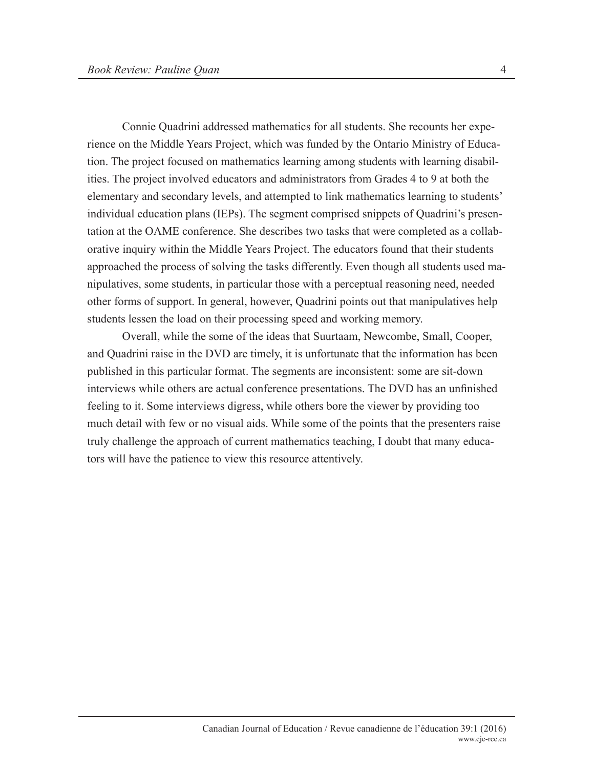Connie Quadrini addressed mathematics for all students. She recounts her experience on the Middle Years Project, which was funded by the Ontario Ministry of Education. The project focused on mathematics learning among students with learning disabilities. The project involved educators and administrators from Grades 4 to 9 at both the elementary and secondary levels, and attempted to link mathematics learning to students' individual education plans (IEPs). The segment comprised snippets of Quadrini's presentation at the OAME conference. She describes two tasks that were completed as a collaborative inquiry within the Middle Years Project. The educators found that their students approached the process of solving the tasks differently. Even though all students used manipulatives, some students, in particular those with a perceptual reasoning need, needed other forms of support. In general, however, Quadrini points out that manipulatives help students lessen the load on their processing speed and working memory.

Overall, while the some of the ideas that Suurtaam, Newcombe, Small, Cooper, and Quadrini raise in the DVD are timely, it is unfortunate that the information has been published in this particular format. The segments are inconsistent: some are sit-down interviews while others are actual conference presentations. The DVD has an unfinished feeling to it. Some interviews digress, while others bore the viewer by providing too much detail with few or no visual aids. While some of the points that the presenters raise truly challenge the approach of current mathematics teaching, I doubt that many educators will have the patience to view this resource attentively.